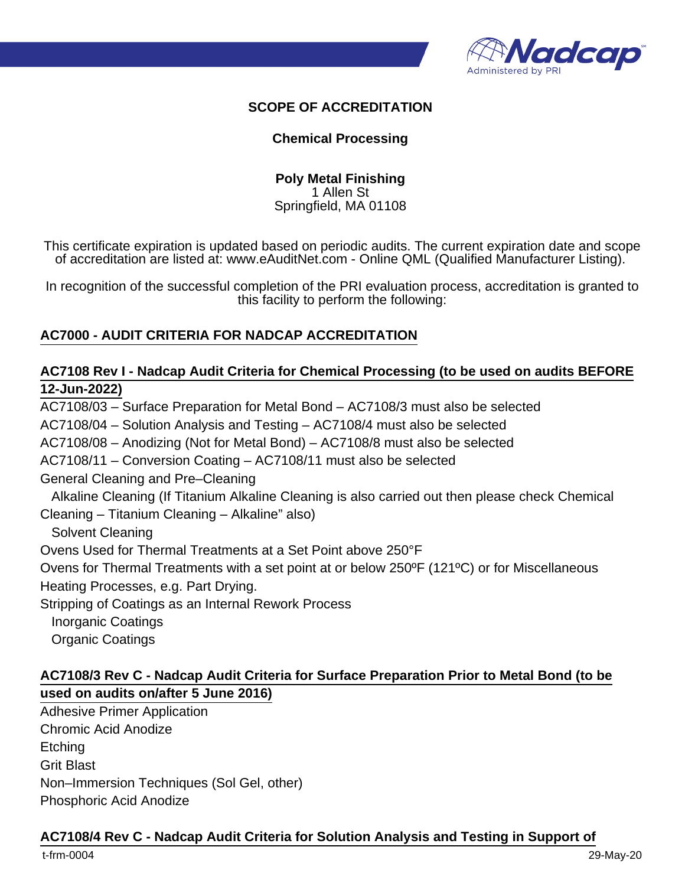## SCOPE OF ACCREDITATION

### Chemical Processing

**Poly Metal Finishing**
1 Allen St
Springfield, MA 01108

This certificate expiration is updated based on periodic audits. The current expiration date and scope of accreditation are listed at: www.eAuditNet.com - Online QML (Qualified Manufacturer Listing).

In recognition of the successful completion of the PRI evaluation process, accreditation is granted to this facility to perform the following:

### AC7000 - AUDIT CRITERIA FOR NADCAP ACCREDITATION

### AC7108 Rev I - Nadcap Audit Criteria for Chemical Processing (to be used on audits BEFORE 12-Jun-2022)

AC7108/03 – Surface Preparation for Metal Bond – AC7108/3 must also be selected
AC7108/04 – Solution Analysis and Testing – AC7108/4 must also be selected
AC7108/08 – Anodizing (Not for Metal Bond) – AC7108/8 must also be selected
AC7108/11 – Conversion Coating – AC7108/11 must also be selected
General Cleaning and Pre–Cleaning
  Alkaline Cleaning (If Titanium Alkaline Cleaning is also carried out then please check Chemical Cleaning – Titanium Cleaning – Alkaline" also)
  Solvent Cleaning
Ovens Used for Thermal Treatments at a Set Point above 250°F
Ovens for Thermal Treatments with a set point at or below 250ºF (121ºC) or for Miscellaneous Heating Processes, e.g. Part Drying.
Stripping of Coatings as an Internal Rework Process
  Inorganic Coatings
  Organic Coatings

### AC7108/3 Rev C - Nadcap Audit Criteria for Surface Preparation Prior to Metal Bond (to be used on audits on/after 5 June 2016)

Adhesive Primer Application
Chromic Acid Anodize
Etching
Grit Blast
Non–Immersion Techniques (Sol Gel, other)
Phosphoric Acid Anodize

### AC7108/4 Rev C - Nadcap Audit Criteria for Solution Analysis and Testing in Support of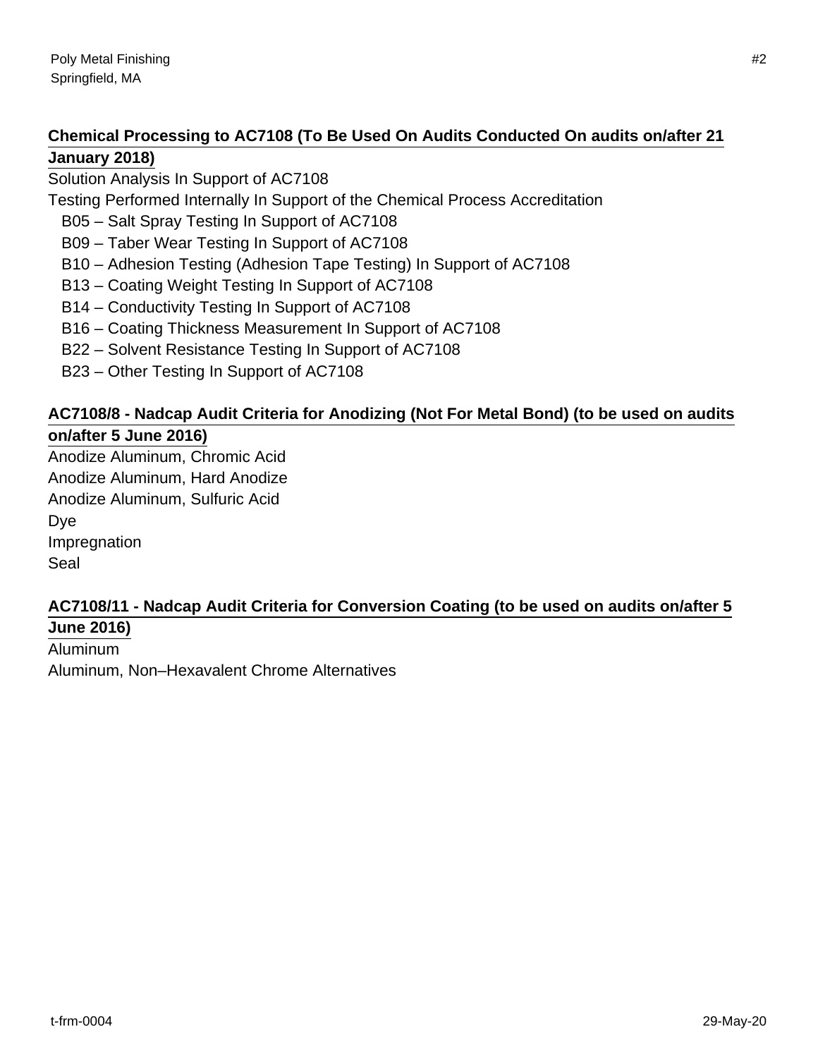**Chemical Processing to AC7108 (To Be Used On Audits Conducted On audits on/after 21 January 2018)**

Solution Analysis In Support of AC7108

Testing Performed Internally In Support of the Chemical Process Accreditation

- B05 – Salt Spray Testing In Support of AC7108
- B09 – Taber Wear Testing In Support of AC7108
- B10 – Adhesion Testing (Adhesion Tape Testing) In Support of AC7108
- B13 – Coating Weight Testing In Support of AC7108
- B14 – Conductivity Testing In Support of AC7108
- B16 – Coating Thickness Measurement In Support of AC7108
- B22 – Solvent Resistance Testing In Support of AC7108
- B23 – Other Testing In Support of AC7108

**AC7108/8 - Nadcap Audit Criteria for Anodizing (Not For Metal Bond) (to be used on audits on/after 5 June 2016)**

Anodize Aluminum, Chromic Acid
Anodize Aluminum, Hard Anodize
Anodize Aluminum, Sulfuric Acid
Dye
Impregnation
Seal

**AC7108/11 - Nadcap Audit Criteria for Conversion Coating (to be used on audits on/after 5 June 2016)**

Aluminum
Aluminum, Non–Hexavalent Chrome Alternatives